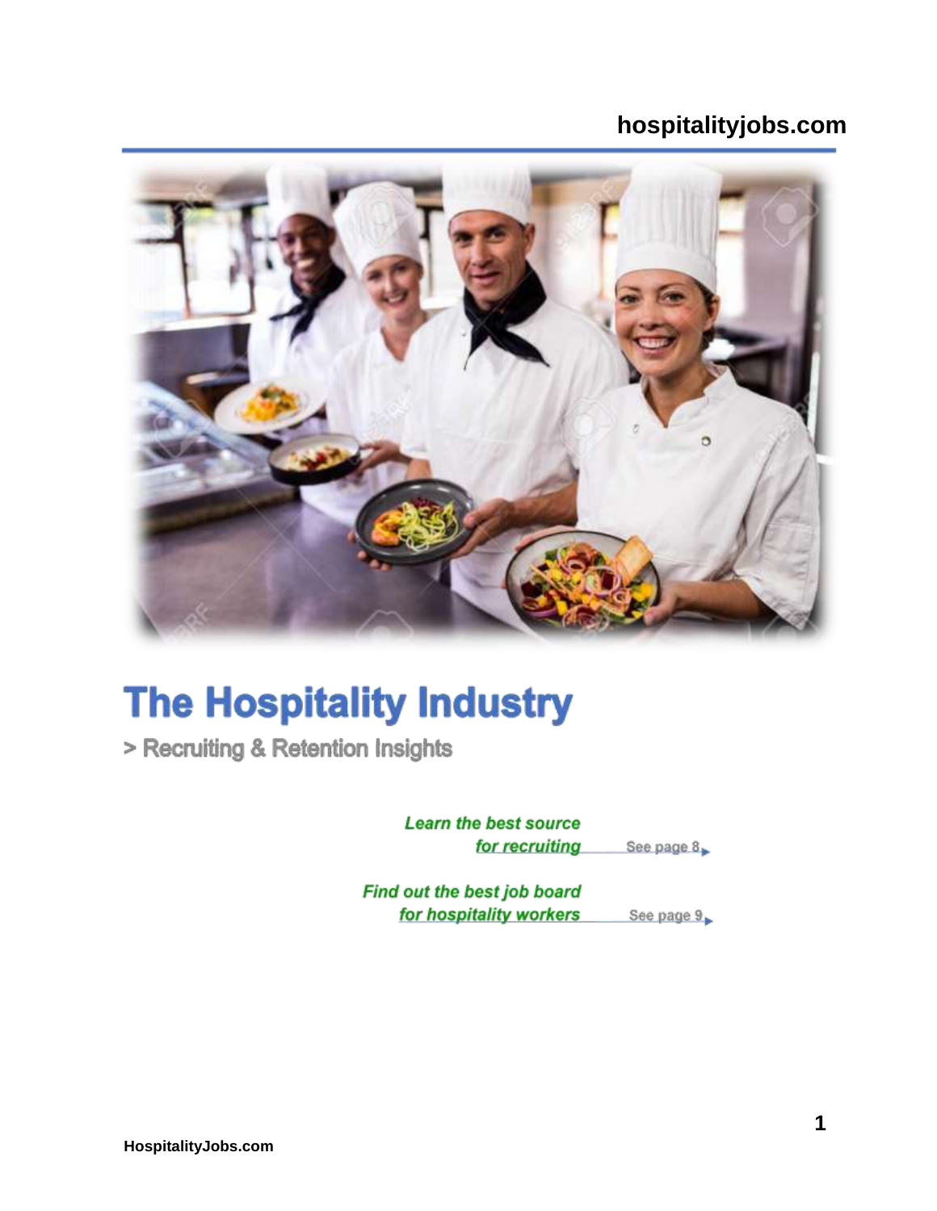# The Hospitality Industry

> Recruiting & Retention Insights

***Learn the best source for recruiting*** See page 8

***Find out the best job board for hospitality workers*** See page 9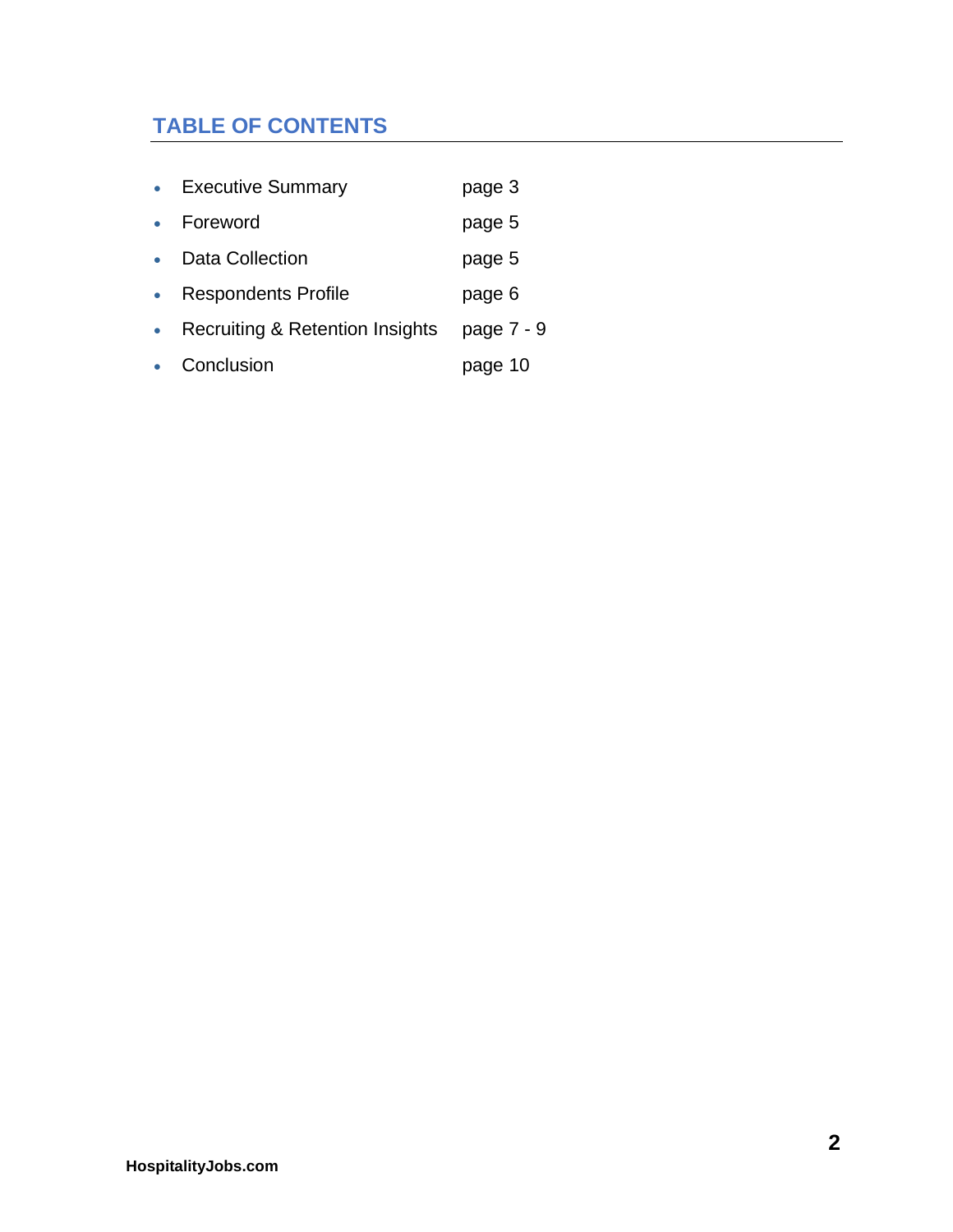## TABLE OF CONTENTS

- Executive Summary page 3
- Foreword page 5
- Data Collection page 5
- Respondents Profile page 6
- Recruiting & Retention Insights page 7 - 9
- Conclusion page 10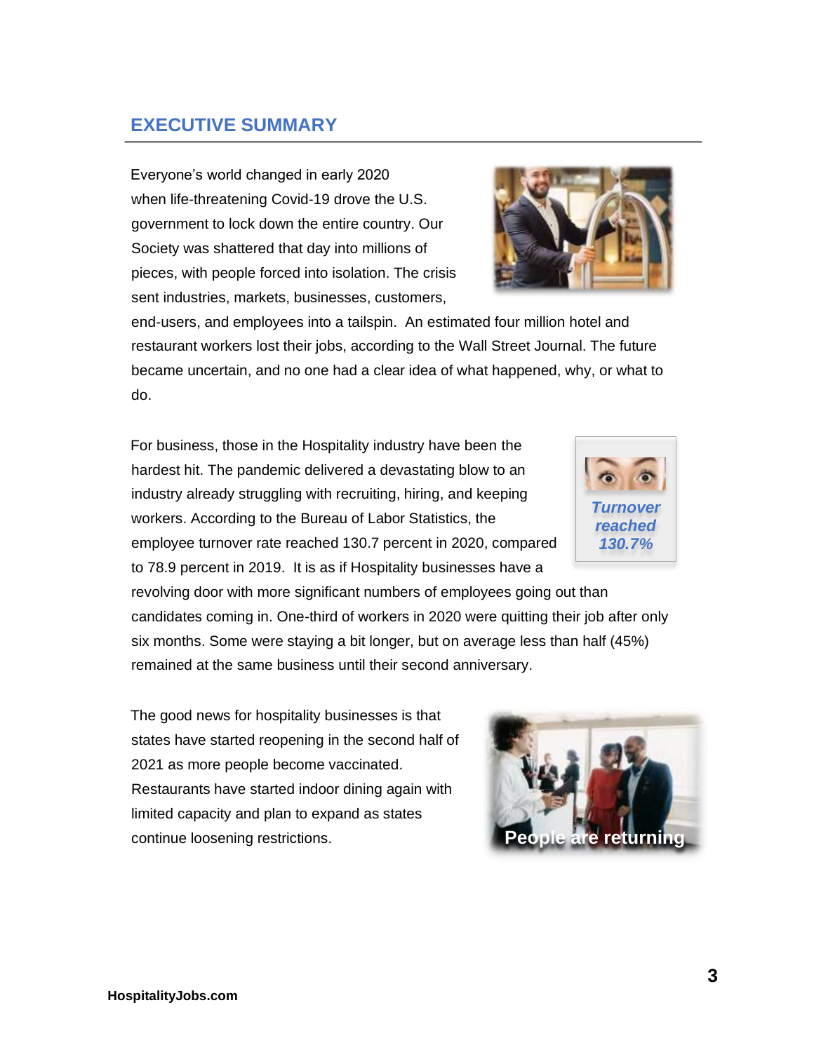## EXECUTIVE SUMMARY

Everyone's world changed in early 2020 when life-threatening Covid-19 drove the U.S. government to lock down the entire country. Our Society was shattered that day into millions of pieces, with people forced into isolation. The crisis sent industries, markets, businesses, customers, end-users, and employees into a tailspin. An estimated four million hotel and restaurant workers lost their jobs, according to the Wall Street Journal. The future became uncertain, and no one had a clear idea of what happened, why, or what to do.

For business, those in the Hospitality industry have been the hardest hit. The pandemic delivered a devastating blow to an industry already struggling with recruiting, hiring, and keeping workers. According to the Bureau of Labor Statistics, the employee turnover rate reached 130.7 percent in 2020, compared to 78.9 percent in 2019. It is as if Hospitality businesses have a revolving door with more significant numbers of employees going out than candidates coming in. One-third of workers in 2020 were quitting their job after only six months. Some were staying a bit longer, but on average less than half (45%) remained at the same business until their second anniversary.

***Turnover reached 130.7%***

The good news for hospitality businesses is that states have started reopening in the second half of 2021 as more people become vaccinated. Restaurants have started indoor dining again with limited capacity and plan to expand as states continue loosening restrictions.

**People are returning**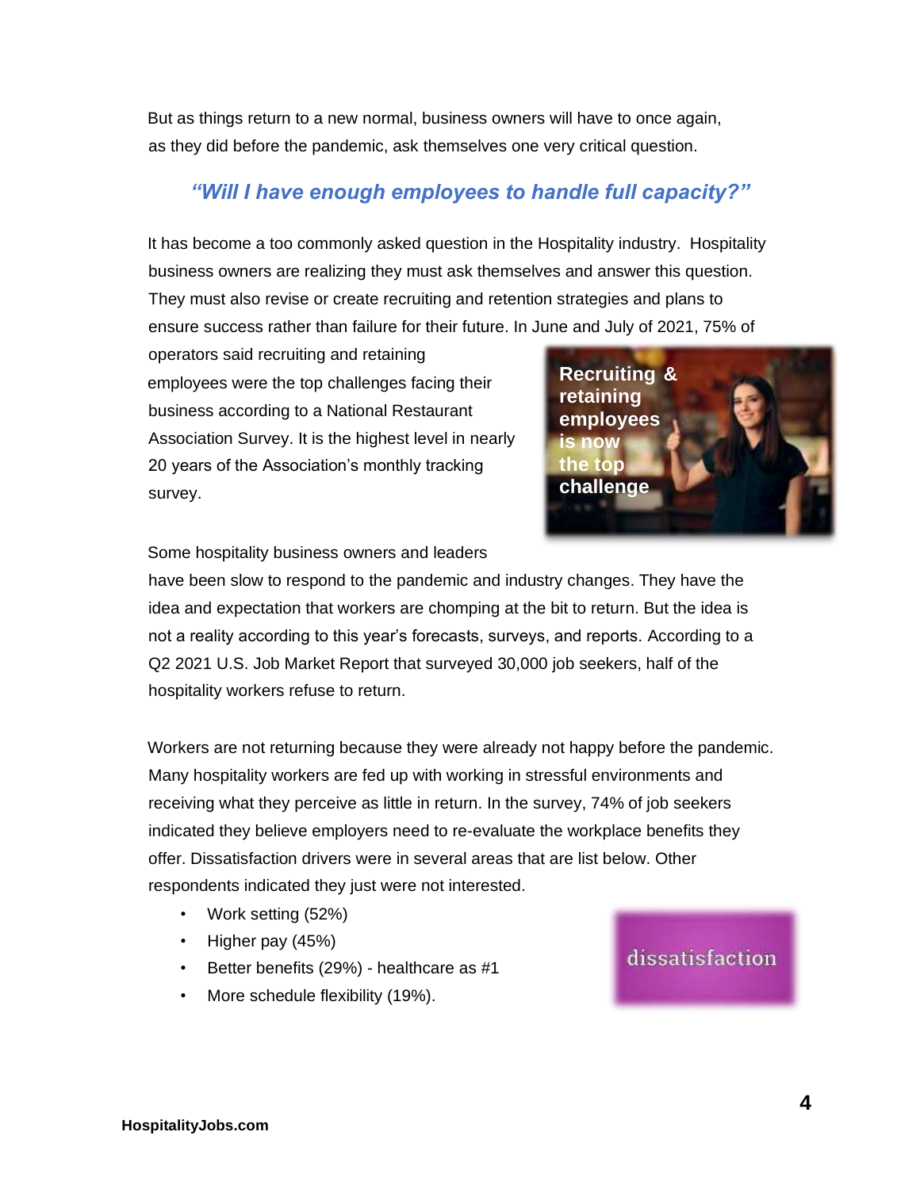But as things return to a new normal, business owners will have to once again, as they did before the pandemic, ask themselves one very critical question.

***"Will I have enough employees to handle full capacity?"***

It has become a too commonly asked question in the Hospitality industry. Hospitality business owners are realizing they must ask themselves and answer this question. They must also revise or create recruiting and retention strategies and plans to ensure success rather than failure for their future. In June and July of 2021, 75% of operators said recruiting and retaining employees were the top challenges facing their business according to a National Restaurant Association Survey. It is the highest level in nearly 20 years of the Association's monthly tracking survey.

**Recruiting & retaining employees is now the top challenge**

Some hospitality business owners and leaders have been slow to respond to the pandemic and industry changes. They have the idea and expectation that workers are chomping at the bit to return. But the idea is not a reality according to this year's forecasts, surveys, and reports. According to a Q2 2021 U.S. Job Market Report that surveyed 30,000 job seekers, half of the hospitality workers refuse to return.

Workers are not returning because they were already not happy before the pandemic. Many hospitality workers are fed up with working in stressful environments and receiving what they perceive as little in return. In the survey, 74% of job seekers indicated they believe employers need to re-evaluate the workplace benefits they offer. Dissatisfaction drivers were in several areas that are list below. Other respondents indicated they just were not interested.

- Work setting (52%)
- Higher pay (45%)
- Better benefits (29%) - healthcare as #1
- More schedule flexibility (19%).

dissatisfaction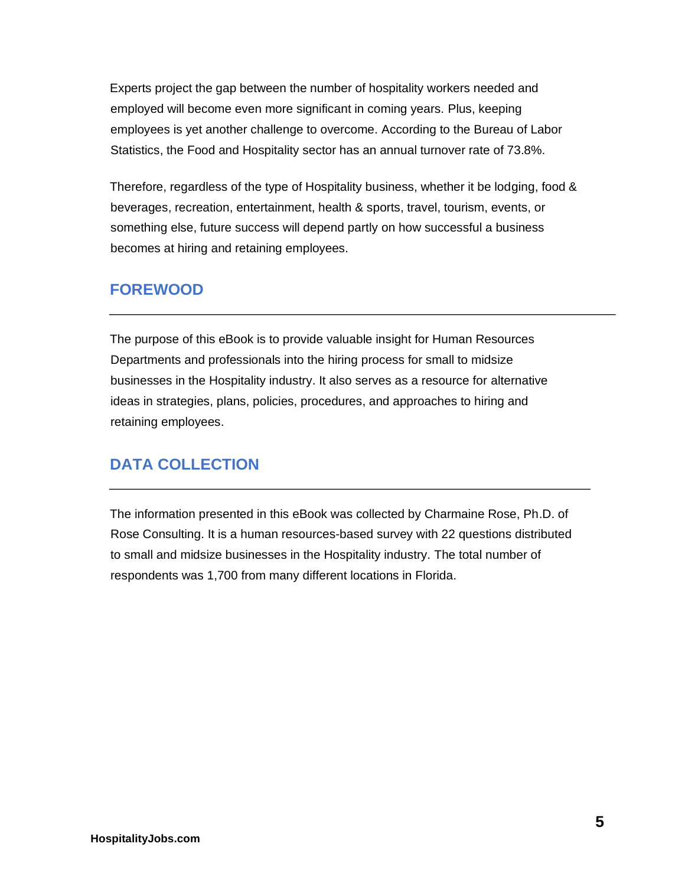Experts project the gap between the number of hospitality workers needed and employed will become even more significant in coming years. Plus, keeping employees is yet another challenge to overcome. According to the Bureau of Labor Statistics, the Food and Hospitality sector has an annual turnover rate of 73.8%.

Therefore, regardless of the type of Hospitality business, whether it be lodging, food & beverages, recreation, entertainment, health & sports, travel, tourism, events, or something else, future success will depend partly on how successful a business becomes at hiring and retaining employees.

## FOREWOOD

The purpose of this eBook is to provide valuable insight for Human Resources Departments and professionals into the hiring process for small to midsize businesses in the Hospitality industry. It also serves as a resource for alternative ideas in strategies, plans, policies, procedures, and approaches to hiring and retaining employees.

## DATA COLLECTION

The information presented in this eBook was collected by Charmaine Rose, Ph.D. of Rose Consulting. It is a human resources-based survey with 22 questions distributed to small and midsize businesses in the Hospitality industry. The total number of respondents was 1,700 from many different locations in Florida.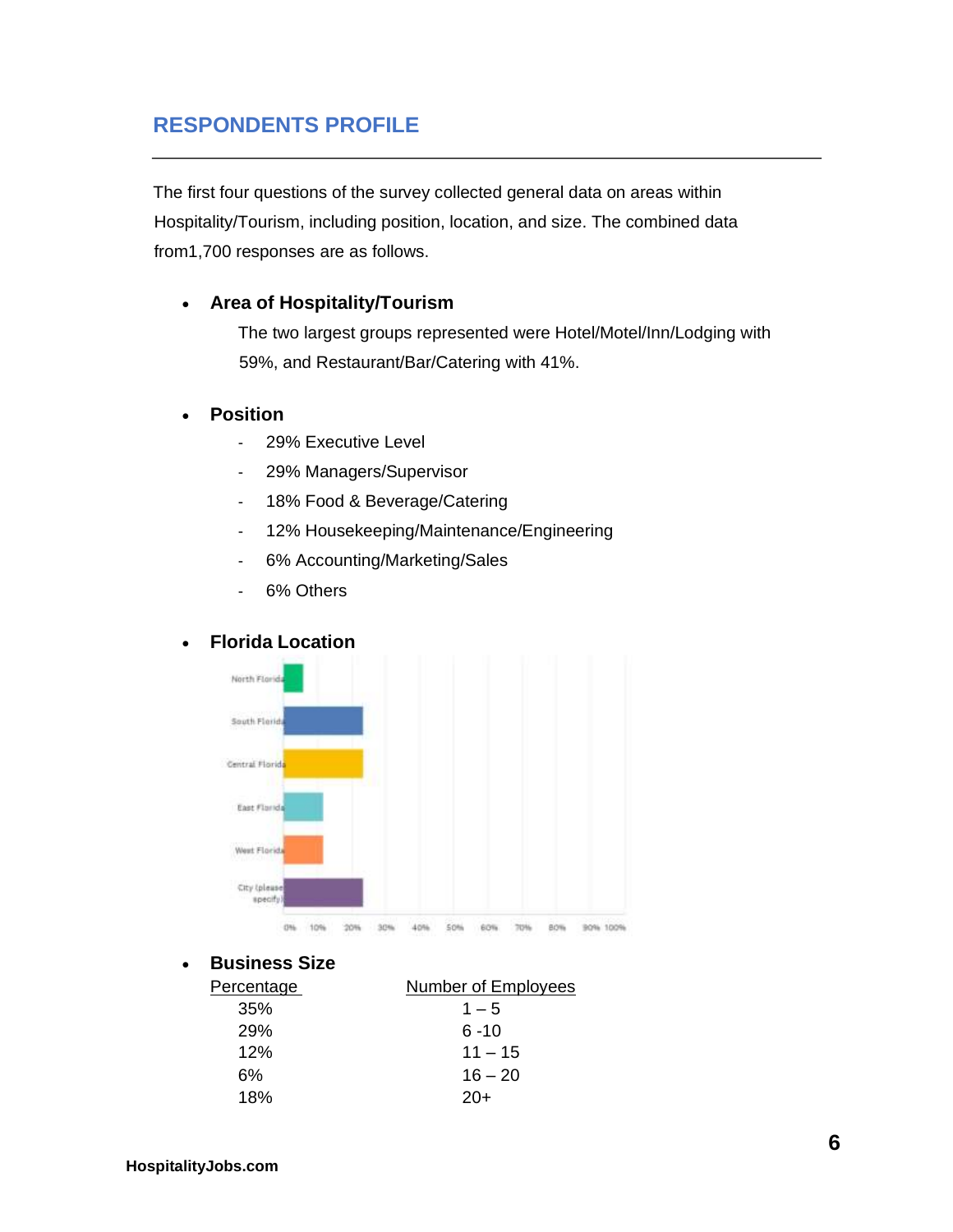## RESPONDENTS PROFILE

The first four questions of the survey collected general data on areas within Hospitality/Tourism, including position, location, and size. The combined data from1,700 responses are as follows.

- **Area of Hospitality/Tourism**

  The two largest groups represented were Hotel/Motel/Inn/Lodging with 59%, and Restaurant/Bar/Catering with 41%.

- **Position**
  - 29% Executive Level
  - 29% Managers/Supervisor
  - 18% Food & Beverage/Catering
  - 12% Housekeeping/Maintenance/Engineering
  - 6% Accounting/Marketing/Sales
  - 6% Others

- **Florida Location**

- **Business Size**

| Percentage | Number of Employees |
|---|---|
| 35% | 1 – 5 |
| 29% | 6 -10 |
| 12% | 11 – 15 |
| 6% | 16 – 20 |
| 18% | 20+ |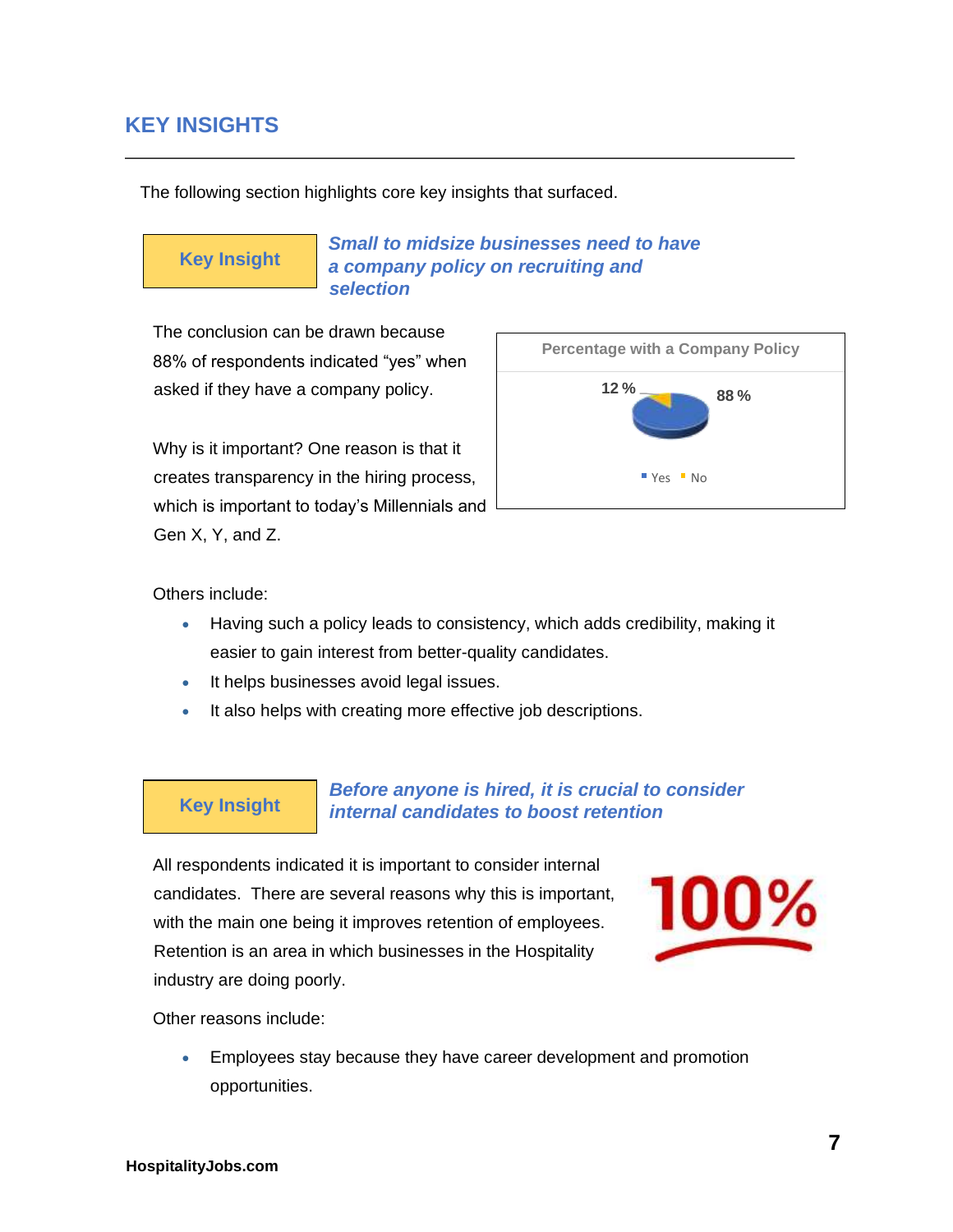## KEY INSIGHTS

The following section highlights core key insights that surfaced.

**Key Insight**

***Small to midsize businesses need to have a company policy on recruiting and selection***

The conclusion can be drawn because 88% of respondents indicated "yes" when asked if they have a company policy.

Percentage with a Company Policy

12 % — 88 %

Yes — No

Why is it important? One reason is that it creates transparency in the hiring process, which is important to today's Millennials and Gen X, Y, and Z.

Others include:

- Having such a policy leads to consistency, which adds credibility, making it easier to gain interest from better-quality candidates.
- It helps businesses avoid legal issues.
- It also helps with creating more effective job descriptions.

**Key Insight**

***Before anyone is hired, it is crucial to consider internal candidates to boost retention***

All respondents indicated it is important to consider internal candidates. There are several reasons why this is important, with the main one being it improves retention of employees. Retention is an area in which businesses in the Hospitality industry are doing poorly.

100%

Other reasons include:

- Employees stay because they have career development and promotion opportunities.

HospitalityJobs.com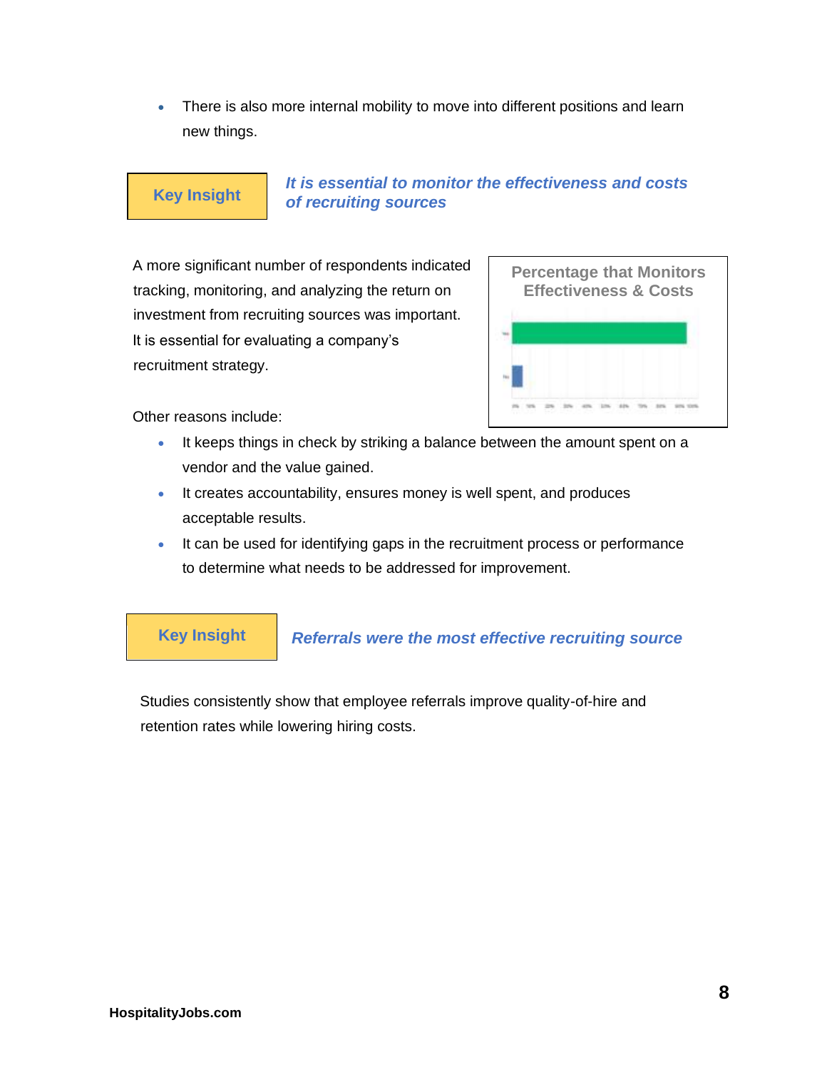- There is also more internal mobility to move into different positions and learn new things.

**Key Insight** — ***It is essential to monitor the effectiveness and costs of recruiting sources***

A more significant number of respondents indicated tracking, monitoring, and analyzing the return on investment from recruiting sources was important. It is essential for evaluating a company's recruitment strategy.

Percentage that Monitors Effectiveness & Costs

Other reasons include:

- It keeps things in check by striking a balance between the amount spent on a vendor and the value gained.
- It creates accountability, ensures money is well spent, and produces acceptable results.
- It can be used for identifying gaps in the recruitment process or performance to determine what needs to be addressed for improvement.

**Key Insight** — ***Referrals were the most effective recruiting source***

Studies consistently show that employee referrals improve quality-of-hire and retention rates while lowering hiring costs.

**HospitalityJobs.com**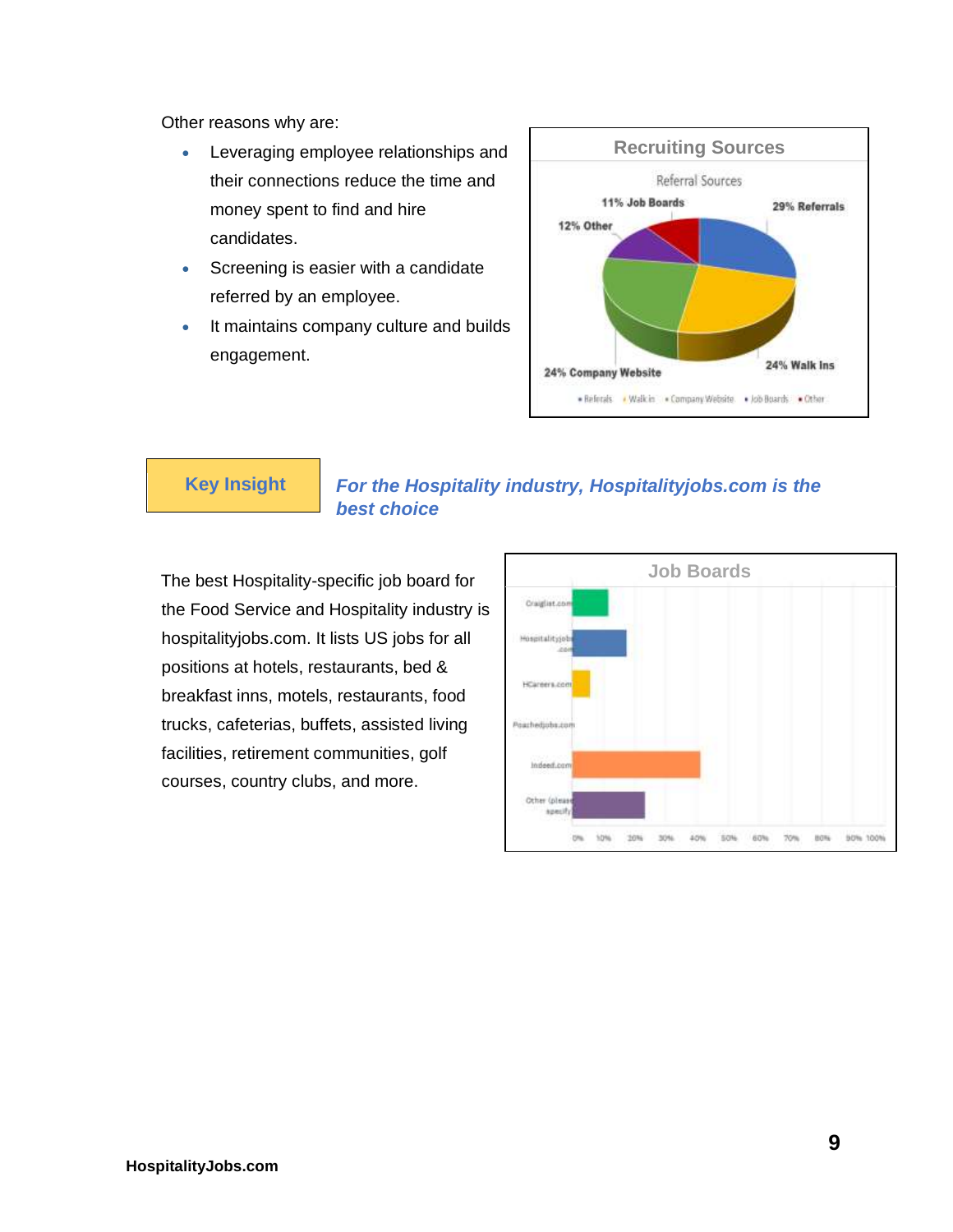Other reasons why are:

- Leveraging employee relationships and their connections reduce the time and money spent to find and hire candidates.
- Screening is easier with a candidate referred by an employee.
- It maintains company culture and builds engagement.

**Recruiting Sources**

Referral Sources

| Source | Percentage |
|---|---|
| Referrals | 29% |
| Walk Ins | 24% |
| Company Website | 24% |
| Job Boards | 11% |
| Other | 12% |

**Key Insight** *For the Hospitality industry, Hospitalityjobs.com is the best choice*

The best Hospitality-specific job board for the Food Service and Hospitality industry is hospitalityjobs.com. It lists US jobs for all positions at hotels, restaurants, bed & breakfast inns, motels, restaurants, food trucks, cafeterias, buffets, assisted living facilities, retirement communities, golf courses, country clubs, and more.

**Job Boards**

Craiglist.com, Hospitalityjobs.com, HCareers.com, Poachedjobs.com, Indeed.com, Other (please specify)

0% 10% 20% 30% 40% 50% 60% 70% 80% 90% 100%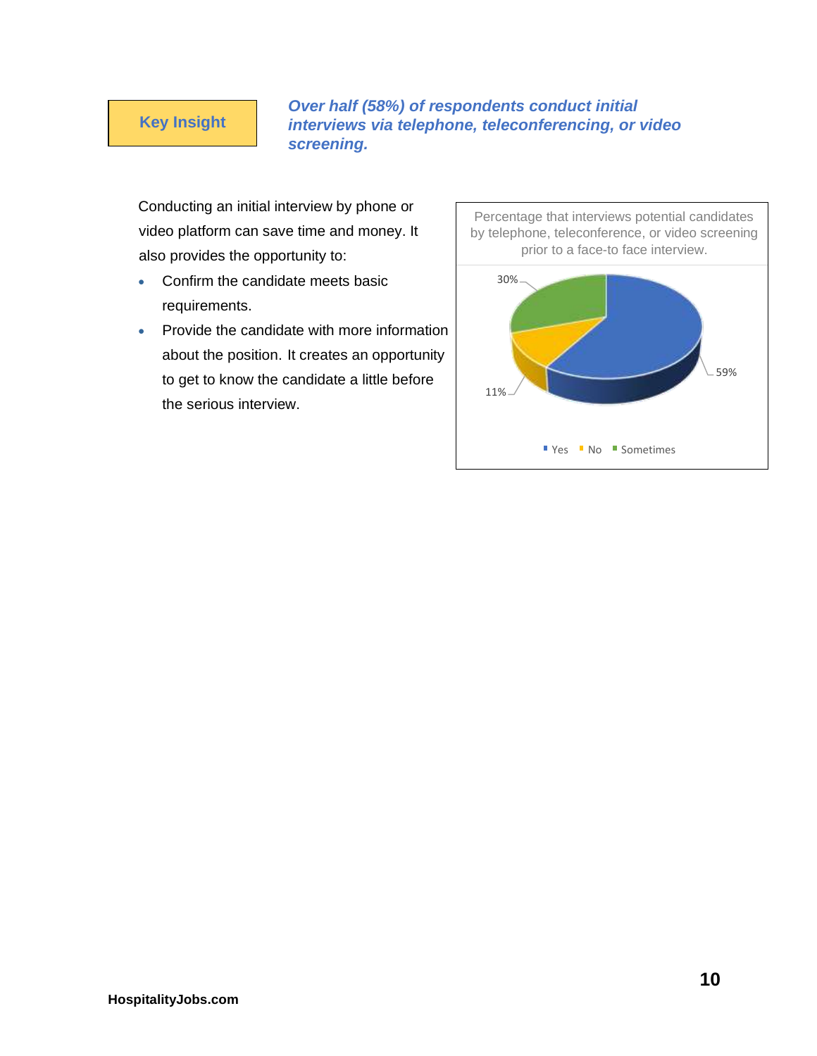**Key Insight**

***Over half (58%) of respondents conduct initial interviews via telephone, teleconferencing, or video screening.***

Conducting an initial interview by phone or video platform can save time and money. It also provides the opportunity to:

- Confirm the candidate meets basic requirements.
- Provide the candidate with more information about the position. It creates an opportunity to get to know the candidate a little before the serious interview.

Percentage that interviews potential candidates by telephone, teleconference, or video screening prior to a face-to face interview.

| Response | Percentage |
|---|---|
| Yes | 59% |
| No | 11% |
| Sometimes | 30% |

**HospitalityJobs.com**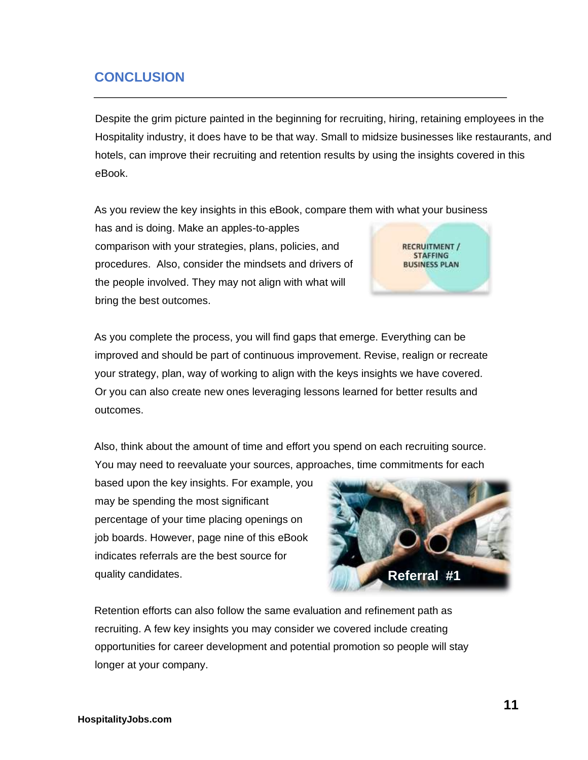## CONCLUSION

Despite the grim picture painted in the beginning for recruiting, hiring, retaining employees in the Hospitality industry, it does have to be that way. Small to midsize businesses like restaurants, and hotels, can improve their recruiting and retention results by using the insights covered in this eBook.

As you review the key insights in this eBook, compare them with what your business has and is doing. Make an apples-to-apples comparison with your strategies, plans, policies, and procedures. Also, consider the mindsets and drivers of the people involved. They may not align with what will bring the best outcomes.

As you complete the process, you will find gaps that emerge. Everything can be improved and should be part of continuous improvement. Revise, realign or recreate your strategy, plan, way of working to align with the keys insights we have covered. Or you can also create new ones leveraging lessons learned for better results and outcomes.

Also, think about the amount of time and effort you spend on each recruiting source. You may need to reevaluate your sources, approaches, time commitments for each based upon the key insights. For example, you may be spending the most significant percentage of your time placing openings on job boards. However, page nine of this eBook indicates referrals are the best source for quality candidates.

Retention efforts can also follow the same evaluation and refinement path as recruiting. A few key insights you may consider we covered include creating opportunities for career development and potential promotion so people will stay longer at your company.